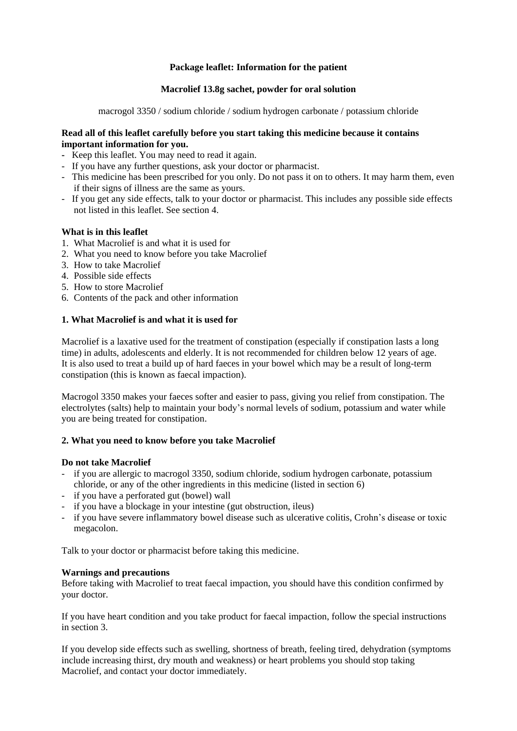**Package leaflet: Information for the patient**

**Macrolief 13.8g sachet, powder for oral solution**

macrogol 3350 / sodium chloride / sodium hydrogen carbonate / potassium chloride

**Read all of this leaflet carefully before you start taking this medicine because it contains important information for you.**

- Keep this leaflet. You may need to read it again.
- If you have any further questions, ask your doctor or pharmacist.
- This medicine has been prescribed for you only. Do not pass it on to others. It may harm them, even if their signs of illness are the same as yours.
- If you get any side effects, talk to your doctor or pharmacist. This includes any possible side effects not listed in this leaflet. See section 4.

**What is in this leaflet**

1. What Macrolief is and what it is used for
2. What you need to know before you take Macrolief
3. How to take Macrolief
4. Possible side effects
5. How to store Macrolief
6. Contents of the pack and other information

## 1. What Macrolief is and what it is used for

Macrolief is a laxative used for the treatment of constipation (especially if constipation lasts a long time) in adults, adolescents and elderly. It is not recommended for children below 12 years of age. It is also used to treat a build up of hard faeces in your bowel which may be a result of long-term constipation (this is known as faecal impaction).

Macrogol 3350 makes your faeces softer and easier to pass, giving you relief from constipation. The electrolytes (salts) help to maintain your body's normal levels of sodium, potassium and water while you are being treated for constipation.

## 2. What you need to know before you take Macrolief

**Do not take Macrolief**

- if you are allergic to macrogol 3350, sodium chloride, sodium hydrogen carbonate, potassium chloride, or any of the other ingredients in this medicine (listed in section 6)
- if you have a perforated gut (bowel) wall
- if you have a blockage in your intestine (gut obstruction, ileus)
- if you have severe inflammatory bowel disease such as ulcerative colitis, Crohn's disease or toxic megacolon.

Talk to your doctor or pharmacist before taking this medicine.

**Warnings and precautions**

Before taking with Macrolief to treat faecal impaction, you should have this condition confirmed by your doctor.

If you have heart condition and you take product for faecal impaction, follow the special instructions in section 3.

If you develop side effects such as swelling, shortness of breath, feeling tired, dehydration (symptoms include increasing thirst, dry mouth and weakness) or heart problems you should stop taking Macrolief, and contact your doctor immediately.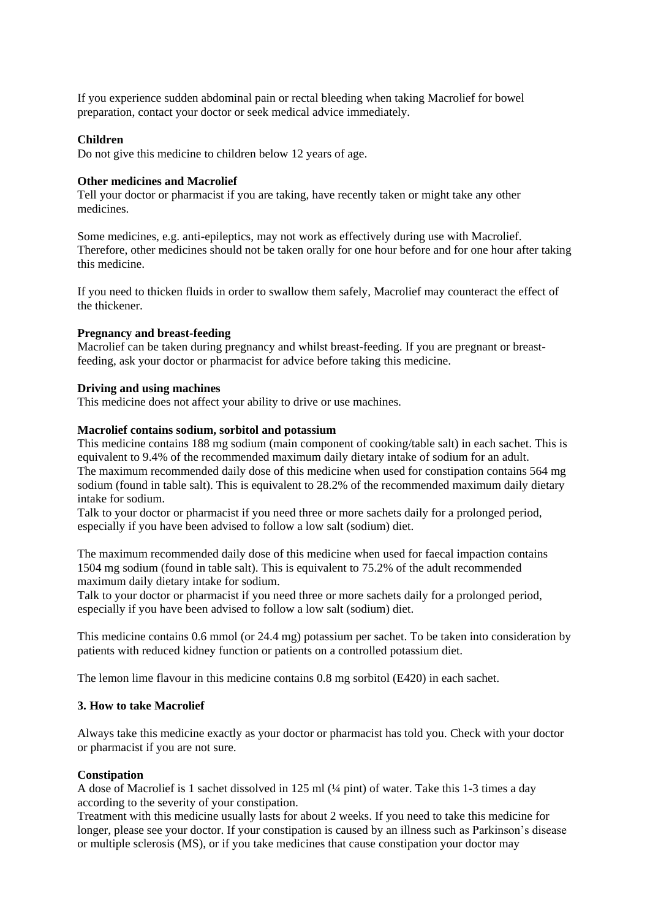If you experience sudden abdominal pain or rectal bleeding when taking Macrolief for bowel preparation, contact your doctor or seek medical advice immediately.

**Children**

Do not give this medicine to children below 12 years of age.

**Other medicines and Macrolief**

Tell your doctor or pharmacist if you are taking, have recently taken or might take any other medicines.

Some medicines, e.g. anti-epileptics, may not work as effectively during use with Macrolief. Therefore, other medicines should not be taken orally for one hour before and for one hour after taking this medicine.

If you need to thicken fluids in order to swallow them safely, Macrolief may counteract the effect of the thickener.

**Pregnancy and breast-feeding**

Macrolief can be taken during pregnancy and whilst breast-feeding. If you are pregnant or breast-feeding, ask your doctor or pharmacist for advice before taking this medicine.

**Driving and using machines**

This medicine does not affect your ability to drive or use machines.

**Macrolief contains sodium, sorbitol and potassium**

This medicine contains 188 mg sodium (main component of cooking/table salt) in each sachet. This is equivalent to 9.4% of the recommended maximum daily dietary intake of sodium for an adult.
The maximum recommended daily dose of this medicine when used for constipation contains 564 mg sodium (found in table salt). This is equivalent to 28.2% of the recommended maximum daily dietary intake for sodium.
Talk to your doctor or pharmacist if you need three or more sachets daily for a prolonged period, especially if you have been advised to follow a low salt (sodium) diet.

The maximum recommended daily dose of this medicine when used for faecal impaction contains 1504 mg sodium (found in table salt). This is equivalent to 75.2% of the adult recommended maximum daily dietary intake for sodium.
Talk to your doctor or pharmacist if you need three or more sachets daily for a prolonged period, especially if you have been advised to follow a low salt (sodium) diet.

This medicine contains 0.6 mmol (or 24.4 mg) potassium per sachet. To be taken into consideration by patients with reduced kidney function or patients on a controlled potassium diet.

The lemon lime flavour in this medicine contains 0.8 mg sorbitol (E420) in each sachet.

## 3. How to take Macrolief

Always take this medicine exactly as your doctor or pharmacist has told you. Check with your doctor or pharmacist if you are not sure.

**Constipation**

A dose of Macrolief is 1 sachet dissolved in 125 ml (¼ pint) of water. Take this 1-3 times a day according to the severity of your constipation.
Treatment with this medicine usually lasts for about 2 weeks. If you need to take this medicine for longer, please see your doctor. If your constipation is caused by an illness such as Parkinson's disease or multiple sclerosis (MS), or if you take medicines that cause constipation your doctor may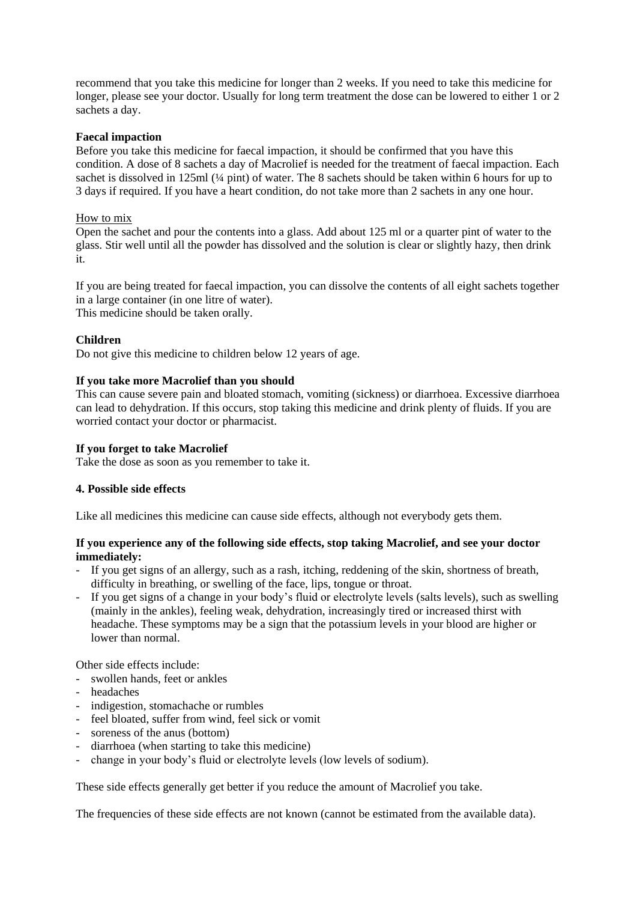recommend that you take this medicine for longer than 2 weeks. If you need to take this medicine for longer, please see your doctor. Usually for long term treatment the dose can be lowered to either 1 or 2 sachets a day.

**Faecal impaction**

Before you take this medicine for faecal impaction, it should be confirmed that you have this condition. A dose of 8 sachets a day of Macrolief is needed for the treatment of faecal impaction. Each sachet is dissolved in 125ml (¼ pint) of water. The 8 sachets should be taken within 6 hours for up to 3 days if required. If you have a heart condition, do not take more than 2 sachets in any one hour.

<u>How to mix</u>

Open the sachet and pour the contents into a glass. Add about 125 ml or a quarter pint of water to the glass. Stir well until all the powder has dissolved and the solution is clear or slightly hazy, then drink it.

If you are being treated for faecal impaction, you can dissolve the contents of all eight sachets together in a large container (in one litre of water).
This medicine should be taken orally.

**Children**

Do not give this medicine to children below 12 years of age.

**If you take more Macrolief than you should**

This can cause severe pain and bloated stomach, vomiting (sickness) or diarrhoea. Excessive diarrhoea can lead to dehydration. If this occurs, stop taking this medicine and drink plenty of fluids. If you are worried contact your doctor or pharmacist.

**If you forget to take Macrolief**

Take the dose as soon as you remember to take it.

**4. Possible side effects**

Like all medicines this medicine can cause side effects, although not everybody gets them.

**If you experience any of the following side effects, stop taking Macrolief, and see your doctor immediately:**

- If you get signs of an allergy, such as a rash, itching, reddening of the skin, shortness of breath, difficulty in breathing, or swelling of the face, lips, tongue or throat.
- If you get signs of a change in your body's fluid or electrolyte levels (salts levels), such as swelling (mainly in the ankles), feeling weak, dehydration, increasingly tired or increased thirst with headache. These symptoms may be a sign that the potassium levels in your blood are higher or lower than normal.

Other side effects include:

- swollen hands, feet or ankles
- headaches
- indigestion, stomachache or rumbles
- feel bloated, suffer from wind, feel sick or vomit
- soreness of the anus (bottom)
- diarrhoea (when starting to take this medicine)
- change in your body's fluid or electrolyte levels (low levels of sodium).

These side effects generally get better if you reduce the amount of Macrolief you take.

The frequencies of these side effects are not known (cannot be estimated from the available data).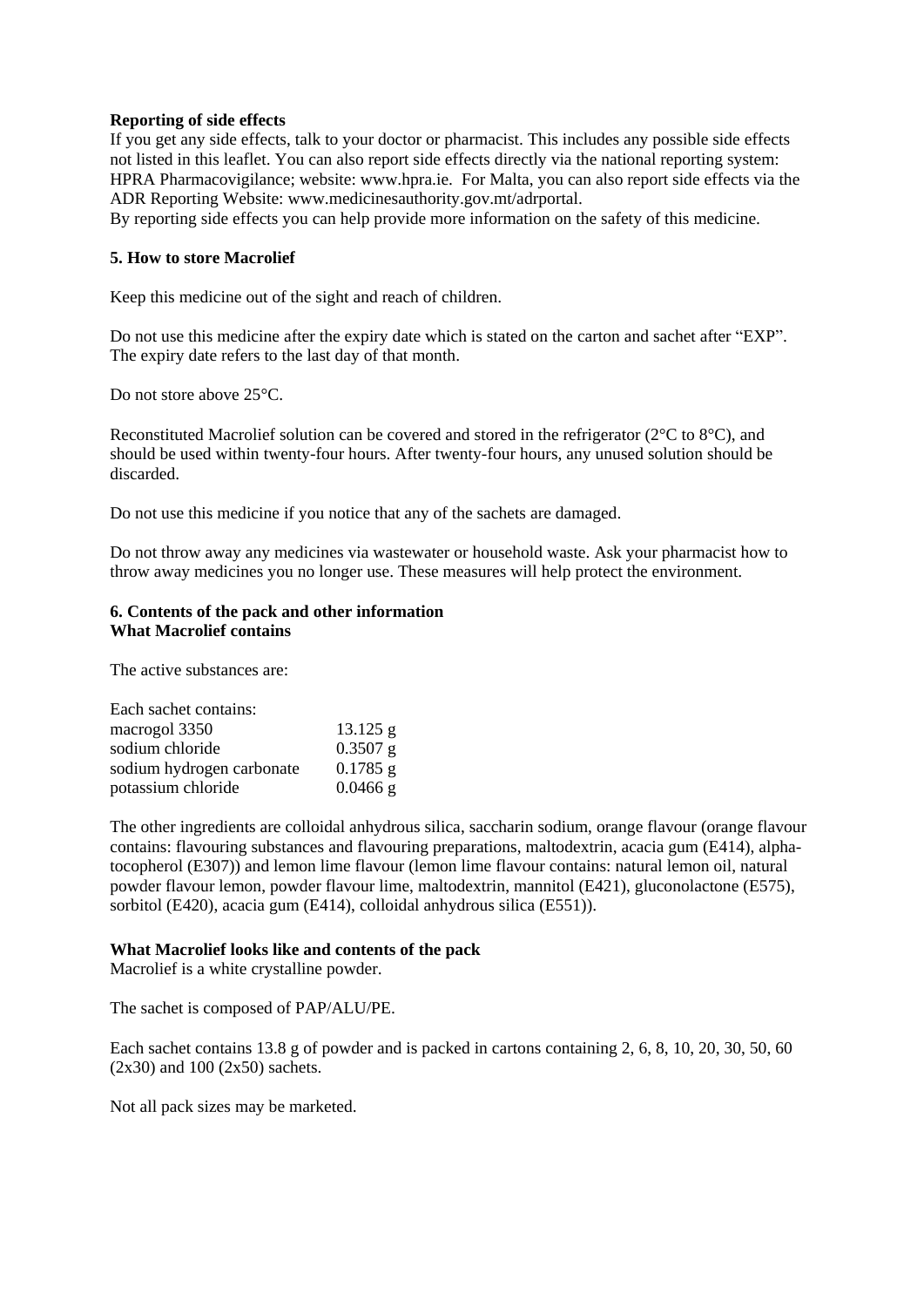**Reporting of side effects**

If you get any side effects, talk to your doctor or pharmacist. This includes any possible side effects not listed in this leaflet. You can also report side effects directly via the national reporting system: HPRA Pharmacovigilance; website: www.hpra.ie. For Malta, you can also report side effects via the ADR Reporting Website: www.medicinesauthority.gov.mt/adrportal.
By reporting side effects you can help provide more information on the safety of this medicine.

## 5. How to store Macrolief

Keep this medicine out of the sight and reach of children.

Do not use this medicine after the expiry date which is stated on the carton and sachet after "EXP". The expiry date refers to the last day of that month.

Do not store above 25°C.

Reconstituted Macrolief solution can be covered and stored in the refrigerator (2°C to 8°C), and should be used within twenty-four hours. After twenty-four hours, any unused solution should be discarded.

Do not use this medicine if you notice that any of the sachets are damaged.

Do not throw away any medicines via wastewater or household waste. Ask your pharmacist how to throw away medicines you no longer use. These measures will help protect the environment.

## 6. Contents of the pack and other information

**What Macrolief contains**

The active substances are:

| | |
|---|---|
| Each sachet contains: | |
| macrogol 3350 | 13.125 g |
| sodium chloride | 0.3507 g |
| sodium hydrogen carbonate | 0.1785 g |
| potassium chloride | 0.0466 g |

The other ingredients are colloidal anhydrous silica, saccharin sodium, orange flavour (orange flavour contains: flavouring substances and flavouring preparations, maltodextrin, acacia gum (E414), alpha-tocopherol (E307)) and lemon lime flavour (lemon lime flavour contains: natural lemon oil, natural powder flavour lemon, powder flavour lime, maltodextrin, mannitol (E421), gluconolactone (E575), sorbitol (E420), acacia gum (E414), colloidal anhydrous silica (E551)).

**What Macrolief looks like and contents of the pack**

Macrolief is a white crystalline powder.

The sachet is composed of PAP/ALU/PE.

Each sachet contains 13.8 g of powder and is packed in cartons containing 2, 6, 8, 10, 20, 30, 50, 60 (2x30) and 100 (2x50) sachets.

Not all pack sizes may be marketed.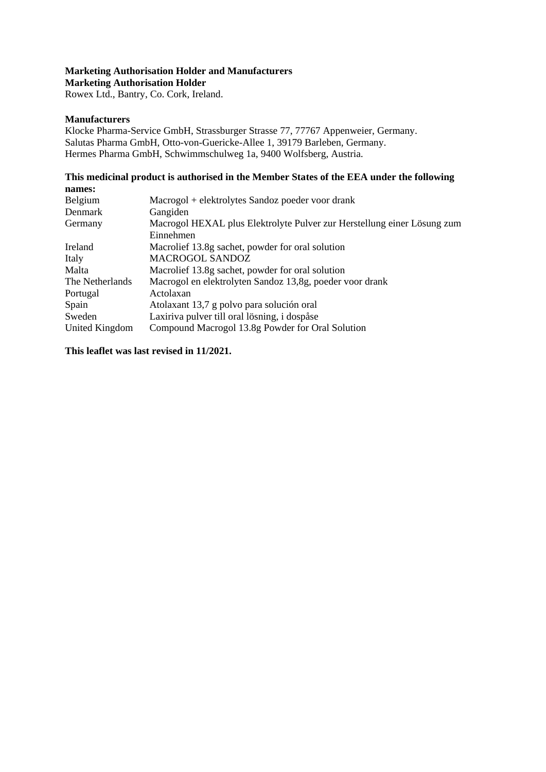**Marketing Authorisation Holder and Manufacturers**

**Marketing Authorisation Holder**

Rowex Ltd., Bantry, Co. Cork, Ireland.

**Manufacturers**

Klocke Pharma-Service GmbH, Strassburger Strasse 77, 77767 Appenweier, Germany.
Salutas Pharma GmbH, Otto-von-Guericke-Allee 1, 39179 Barleben, Germany.
Hermes Pharma GmbH, Schwimmschulweg 1a, 9400 Wolfsberg, Austria.

**This medicinal product is authorised in the Member States of the EEA under the following names:**

| | |
|---|---|
| Belgium | Macrogol + elektrolytes Sandoz poeder voor drank |
| Denmark | Gangiden |
| Germany | Macrogol HEXAL plus Elektrolyte Pulver zur Herstellung einer Lösung zum Einnehmen |
| Ireland | Macrolief 13.8g sachet, powder for oral solution |
| Italy | MACROGOL SANDOZ |
| Malta | Macrolief 13.8g sachet, powder for oral solution |
| The Netherlands | Macrogol en elektrolyten Sandoz 13,8g, poeder voor drank |
| Portugal | Actolaxan |
| Spain | Atolaxant 13,7 g polvo para solución oral |
| Sweden | Laxiriva pulver till oral lösning, i dospåse |
| United Kingdom | Compound Macrogol 13.8g Powder for Oral Solution |

**This leaflet was last revised in 11/2021.**